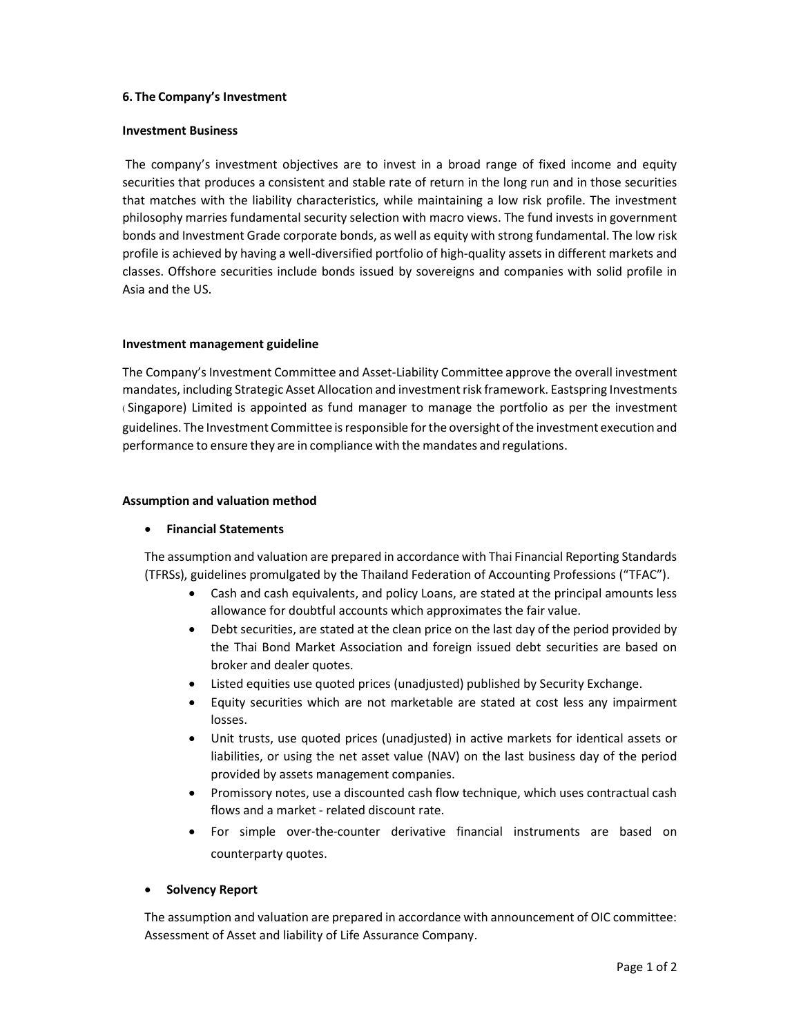## 6. The Company's Investment

### Investment Business

The company's investment objectives are to invest in a broad range of fixed income and equity securities that produces a consistent and stable rate of return in the long run and in those securities that matches with the liability characteristics, while maintaining a low risk profile. The investment philosophy marries fundamental security selection with macro views. The fund invests in government bonds and Investment Grade corporate bonds, as well as equity with strong fundamental. The low risk profile is achieved by having a well-diversified portfolio of high-quality assets in different markets and classes. Offshore securities include bonds issued by sovereigns and companies with solid profile in Asia and the US.

### Investment management guideline

The Company's Investment Committee and Asset-Liability Committee approve the overall investment mandates, including Strategic Asset Allocation and investment risk framework. Eastspring Investments (Singapore) Limited is appointed as fund manager to manage the portfolio as per the investment guidelines. The Investment Committee is responsible for the oversight of the investment execution and performance to ensure they are in compliance with the mandates and regulations.

### Assumption and valuation method

- **Financial Statements**

  The assumption and valuation are prepared in accordance with Thai Financial Reporting Standards (TFRSs), guidelines promulgated by the Thailand Federation of Accounting Professions ("TFAC").

  - Cash and cash equivalents, and policy Loans, are stated at the principal amounts less allowance for doubtful accounts which approximates the fair value.
  - Debt securities, are stated at the clean price on the last day of the period provided by the Thai Bond Market Association and foreign issued debt securities are based on broker and dealer quotes.
  - Listed equities use quoted prices (unadjusted) published by Security Exchange.
  - Equity securities which are not marketable are stated at cost less any impairment losses.
  - Unit trusts, use quoted prices (unadjusted) in active markets for identical assets or liabilities, or using the net asset value (NAV) on the last business day of the period provided by assets management companies.
  - Promissory notes, use a discounted cash flow technique, which uses contractual cash flows and a market - related discount rate.
  - For simple over-the-counter derivative financial instruments are based on counterparty quotes.

- **Solvency Report**

  The assumption and valuation are prepared in accordance with announcement of OIC committee: Assessment of Asset and liability of Life Assurance Company.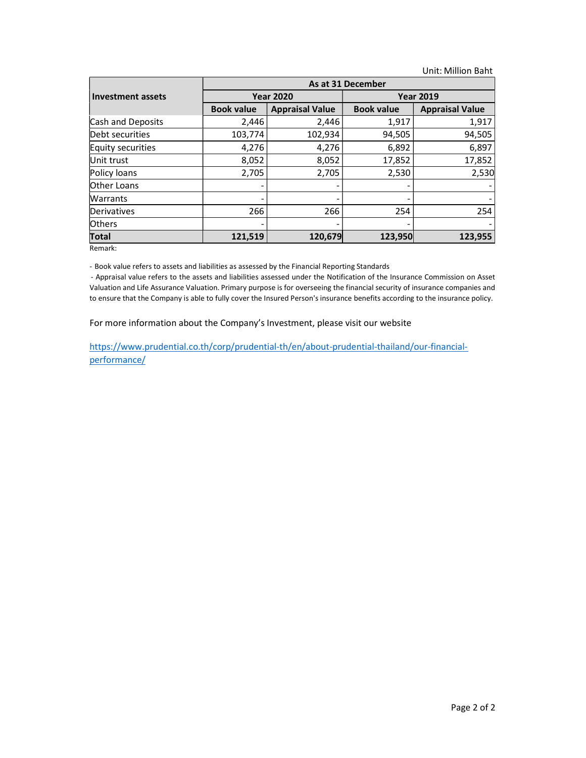Unit: Million Baht

| Investment assets | As at 31 December | | | |
|---|---|---|---|---|
| | Year 2020 | | Year 2019 | |
| | Book value | Appraisal Value | Book value | Appraisal Value |
| Cash and Deposits | 2,446 | 2,446 | 1,917 | 1,917 |
| Debt securities | 103,774 | 102,934 | 94,505 | 94,505 |
| Equity securities | 4,276 | 4,276 | 6,892 | 6,897 |
| Unit trust | 8,052 | 8,052 | 17,852 | 17,852 |
| Policy loans | 2,705 | 2,705 | 2,530 | 2,530 |
| Other Loans | - | - | - | - |
| Warrants | - | - | - | - |
| Derivatives | 266 | 266 | 254 | 254 |
| Others | - | - | - | - |
| **Total** | **121,519** | **120,679** | **123,950** | **123,955** |

Remark:

- Book value refers to assets and liabilities as assessed by the Financial Reporting Standards
- Appraisal value refers to the assets and liabilities assessed under the Notification of the Insurance Commission on Asset Valuation and Life Assurance Valuation. Primary purpose is for overseeing the financial security of insurance companies and to ensure that the Company is able to fully cover the Insured Person's insurance benefits according to the insurance policy.

For more information about the Company's Investment, please visit our website

https://www.prudential.co.th/corp/prudential-th/en/about-prudential-thailand/our-financial-performance/